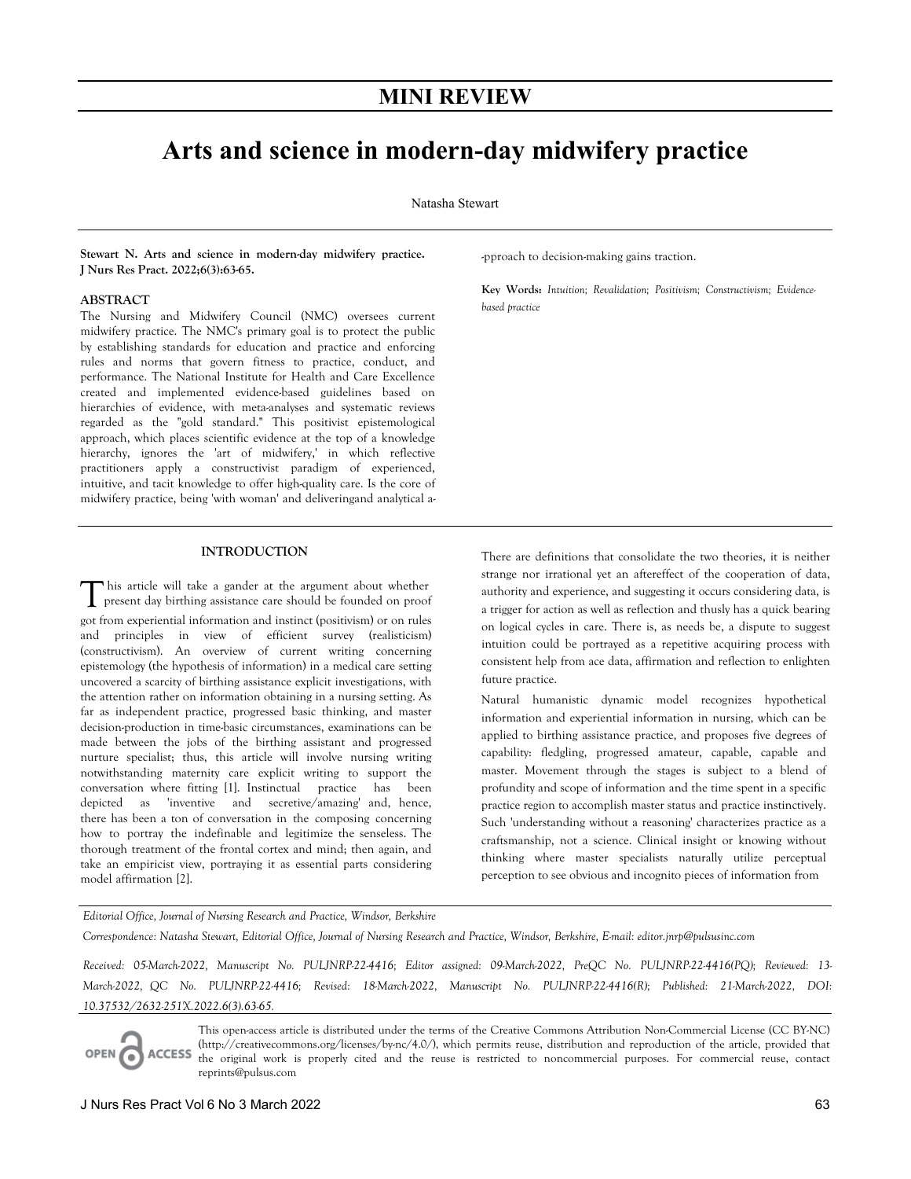# MINI REVIEW

# Arts and science in modern-day midwifery practice

Natasha Stewart

**Stewart N. Arts and science in modern-day midwifery practice. J Nurs Res Pract. 2022;6(3):63-65.**

## ABSTRACT

The Nursing and Midwifery Council (NMC) oversees current midwifery practice. The NMC's primary goal is to protect the public by establishing standards for education and practice and enforcing rules and norms that govern fitness to practice, conduct, and performance. The National Institute for Health and Care Excellence created and implemented evidence-based guidelines based on hierarchies of evidence, with meta-analyses and systematic reviews regarded as the "gold standard." This positivist epistemological approach, which places scientific evidence at the top of a knowledge hierarchy, ignores the 'art of midwifery,' in which reflective practitioners apply a constructivist paradigm of experienced, intuitive, and tacit knowledge to offer high-quality care. Is the core of midwifery practice, being 'with woman' and deliveringand analytical a--pproach to decision-making gains traction.

**Key Words:** *Intuition; Revalidation; Positivism; Constructivism; Evidence-based practice*

## INTRODUCTION

This article will take a gander at the argument about whether present day birthing assistance care should be founded on proof got from experiential information and instinct (positivism) or on rules and principles in view of efficient survey (realisticism) (constructivism). An overview of current writing concerning epistemology (the hypothesis of information) in a medical care setting uncovered a scarcity of birthing assistance explicit investigations, with the attention rather on information obtaining in a nursing setting. As far as independent practice, progressed basic thinking, and master decision-production in time-basic circumstances, examinations can be made between the jobs of the birthing assistant and progressed nurture specialist; thus, this article will involve nursing writing notwithstanding maternity care explicit writing to support the conversation where fitting [1]. Instinctual practice has been depicted as 'inventive and secretive/amazing' and, hence, there has been a ton of conversation in the composing concerning how to portray the indefinable and legitimize the senseless. The thorough treatment of the frontal cortex and mind; then again, and take an empiricist view, portraying it as essential parts considering model affirmation [2].

There are definitions that consolidate the two theories, it is neither strange nor irrational yet an aftereffect of the cooperation of data, authority and experience, and suggesting it occurs considering data, is a trigger for action as well as reflection and thusly has a quick bearing on logical cycles in care. There is, as needs be, a dispute to suggest intuition could be portrayed as a repetitive acquiring process with consistent help from ace data, affirmation and reflection to enlighten future practice.

Natural humanistic dynamic model recognizes hypothetical information and experiential information in nursing, which can be applied to birthing assistance practice, and proposes five degrees of capability: fledgling, progressed amateur, capable, capable and master. Movement through the stages is subject to a blend of profundity and scope of information and the time spent in a specific practice region to accomplish master status and practice instinctively. Such 'understanding without a reasoning' characterizes practice as a craftsmanship, not a science. Clinical insight or knowing without thinking where master specialists naturally utilize perceptual perception to see obvious and incognito pieces of information from

*Editorial Office, Journal of Nursing Research and Practice, Windsor, Berkshire*

*Correspondence: Natasha Stewart, Editorial Office, Journal of Nursing Research and Practice, Windsor, Berkshire, E-mail: editor.jnrp@pulsusinc.com*

*Received: 05-March-2022, Manuscript No. PULJNRP-22-4416; Editor assigned: 09-March-2022, PreQC No. PULJNRP-22-4416(PQ); Reviewed: 13-March-2022, QC No. PULJNRP-22-4416; Revised: 18-March-2022, Manuscript No. PULJNRP-22-4416(R); Published: 21-March-2022, DOI: 10.37532/2632-251X.2022.6(3).63-65.*

This open-access article is distributed under the terms of the Creative Commons Attribution Non-Commercial License (CC BY-NC) (http://creativecommons.org/licenses/by-nc/4.0/), which permits reuse, distribution and reproduction of the article, provided that the original work is properly cited and the reuse is restricted to noncommercial purposes. For commercial reuse, contact reprints@pulsus.com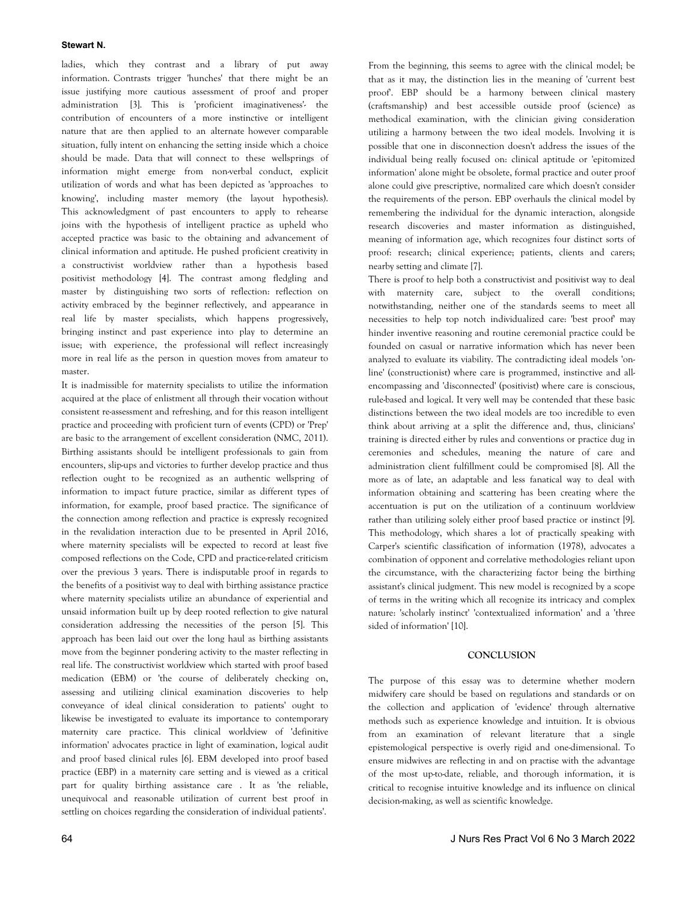ladies, which they contrast and a library of put away information. Contrasts trigger 'hunches' that there might be an issue justifying more cautious assessment of proof and proper administration [3]. This is 'proficient imaginativeness'- the contribution of encounters of a more instinctive or intelligent nature that are then applied to an alternate however comparable situation, fully intent on enhancing the setting inside which a choice should be made. Data that will connect to these wellsprings of information might emerge from non-verbal conduct, explicit utilization of words and what has been depicted as 'approaches to knowing', including master memory (the layout hypothesis). This acknowledgment of past encounters to apply to rehearse joins with the hypothesis of intelligent practice as upheld who accepted practice was basic to the obtaining and advancement of clinical information and aptitude. He pushed proficient creativity in a constructivist worldview rather than a hypothesis based positivist methodology [4]. The contrast among fledgling and master by distinguishing two sorts of reflection: reflection on activity embraced by the beginner reflectively, and appearance in real life by master specialists, which happens progressively, bringing instinct and past experience into play to determine an issue; with experience, the professional will reflect increasingly more in real life as the person in question moves from amateur to master.

It is inadmissible for maternity specialists to utilize the information acquired at the place of enlistment all through their vocation without consistent re-assessment and refreshing, and for this reason intelligent practice and proceeding with proficient turn of events (CPD) or 'Prep' are basic to the arrangement of excellent consideration (NMC, 2011). Birthing assistants should be intelligent professionals to gain from encounters, slip-ups and victories to further develop practice and thus reflection ought to be recognized as an authentic wellspring of information to impact future practice, similar as different types of information, for example, proof based practice. The significance of the connection among reflection and practice is expressly recognized in the revalidation interaction due to be presented in April 2016, where maternity specialists will be expected to record at least five composed reflections on the Code, CPD and practice-related criticism over the previous 3 years. There is indisputable proof in regards to the benefits of a positivist way to deal with birthing assistance practice where maternity specialists utilize an abundance of experiential and unsaid information built up by deep rooted reflection to give natural consideration addressing the necessities of the person [5]. This approach has been laid out over the long haul as birthing assistants move from the beginner pondering activity to the master reflecting in real life. The constructivist worldview which started with proof based medication (EBM) or 'the course of deliberately checking on, assessing and utilizing clinical examination discoveries to help conveyance of ideal clinical consideration to patients' ought to likewise be investigated to evaluate its importance to contemporary maternity care practice. This clinical worldview of 'definitive information' advocates practice in light of examination, logical audit and proof based clinical rules [6]. EBM developed into proof based practice (EBP) in a maternity care setting and is viewed as a critical part for quality birthing assistance care . It as 'the reliable, unequivocal and reasonable utilization of current best proof in settling on choices regarding the consideration of individual patients'.

From the beginning, this seems to agree with the clinical model; be that as it may, the distinction lies in the meaning of 'current best proof'. EBP should be a harmony between clinical mastery (craftsmanship) and best accessible outside proof (science) as methodical examination, with the clinician giving consideration utilizing a harmony between the two ideal models. Involving it is possible that one in disconnection doesn't address the issues of the individual being really focused on: clinical aptitude or 'epitomized information' alone might be obsolete, formal practice and outer proof alone could give prescriptive, normalized care which doesn't consider the requirements of the person. EBP overhauls the clinical model by remembering the individual for the dynamic interaction, alongside research discoveries and master information as distinguished, meaning of information age, which recognizes four distinct sorts of proof: research; clinical experience; patients, clients and carers; nearby setting and climate [7].

There is proof to help both a constructivist and positivist way to deal with maternity care, subject to the overall conditions; notwithstanding, neither one of the standards seems to meet all necessities to help top notch individualized care: 'best proof' may hinder inventive reasoning and routine ceremonial practice could be founded on casual or narrative information which has never been analyzed to evaluate its viability. The contradicting ideal models 'on-line' (constructionist) where care is programmed, instinctive and all-encompassing and 'disconnected' (positivist) where care is conscious, rule-based and logical. It very well may be contended that these basic distinctions between the two ideal models are too incredible to even think about arriving at a split the difference and, thus, clinicians' training is directed either by rules and conventions or practice dug in ceremonies and schedules, meaning the nature of care and administration client fulfillment could be compromised [8]. All the more as of late, an adaptable and less fanatical way to deal with information obtaining and scattering has been creating where the accentuation is put on the utilization of a continuum worldview rather than utilizing solely either proof based practice or instinct [9]. This methodology, which shares a lot of practically speaking with Carper's scientific classification of information (1978), advocates a combination of opponent and correlative methodologies reliant upon the circumstance, with the characterizing factor being the birthing assistant's clinical judgment. This new model is recognized by a scope of terms in the writing which all recognize its intricacy and complex nature: 'scholarly instinct' 'contextualized information' and a 'three sided of information' [10].

## CONCLUSION

The purpose of this essay was to determine whether modern midwifery care should be based on regulations and standards or on the collection and application of 'evidence' through alternative methods such as experience knowledge and intuition. It is obvious from an examination of relevant literature that a single epistemological perspective is overly rigid and one-dimensional. To ensure midwives are reflecting in and on practise with the advantage of the most up-to-date, reliable, and thorough information, it is critical to recognise intuitive knowledge and its influence on clinical decision-making, as well as scientific knowledge.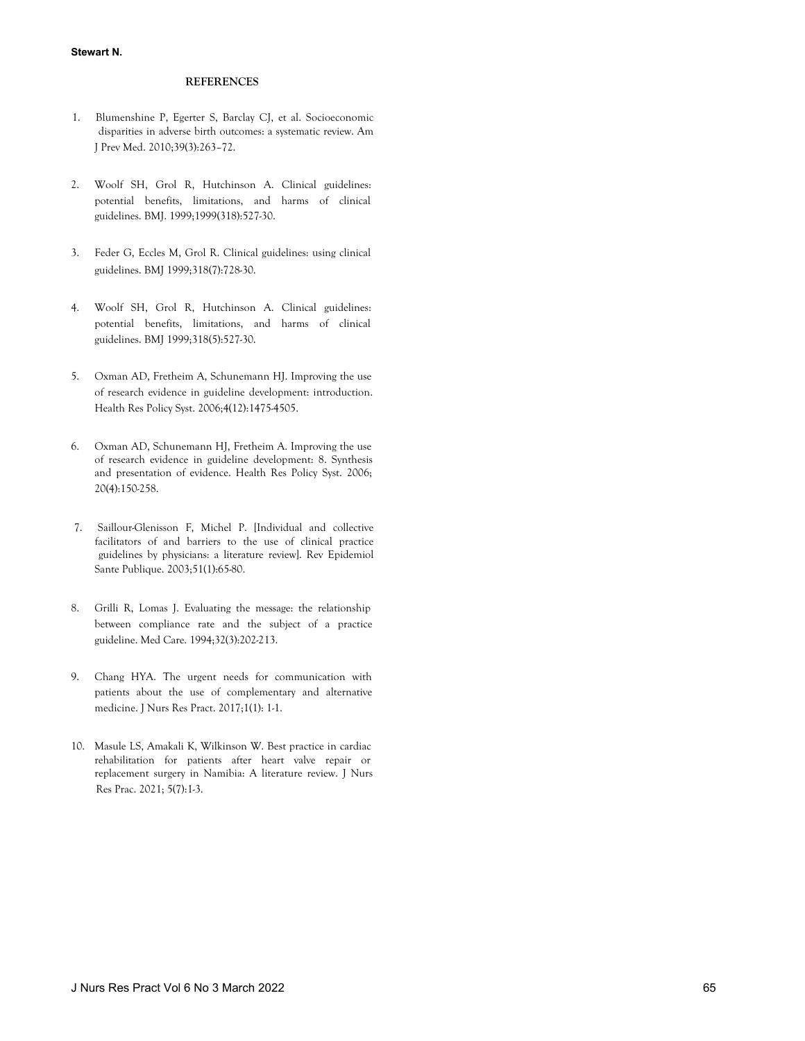## REFERENCES

1. Blumenshine P, Egerter S, Barclay CJ, et al. Socioeconomic disparities in adverse birth outcomes: a systematic review. Am J Prev Med. 2010;39(3):263–72.

2. Woolf SH, Grol R, Hutchinson A. Clinical guidelines: potential benefits, limitations, and harms of clinical guidelines. BMJ. 1999;1999(318):527-30.

3. Feder G, Eccles M, Grol R. Clinical guidelines: using clinical guidelines. BMJ 1999;318(7):728-30.

4. Woolf SH, Grol R, Hutchinson A. Clinical guidelines: potential benefits, limitations, and harms of clinical guidelines. BMJ 1999;318(5):527-30.

5. Oxman AD, Fretheim A, Schunemann HJ. Improving the use of research evidence in guideline development: introduction. Health Res Policy Syst. 2006;4(12):1475-4505.

6. Oxman AD, Schunemann HJ, Fretheim A. Improving the use of research evidence in guideline development: 8. Synthesis and presentation of evidence. Health Res Policy Syst. 2006; 20(4):150-258.

7. Saillour-Glenisson F, Michel P. [Individual and collective facilitators of and barriers to the use of clinical practice guidelines by physicians: a literature review]. Rev Epidemiol Sante Publique. 2003;51(1):65-80.

8. Grilli R, Lomas J. Evaluating the message: the relationship between compliance rate and the subject of a practice guideline. Med Care. 1994;32(3):202-213.

9. Chang HYA. The urgent needs for communication with patients about the use of complementary and alternative medicine. J Nurs Res Pract. 2017;1(1): 1-1.

10. Masule LS, Amakali K, Wilkinson W. Best practice in cardiac rehabilitation for patients after heart valve repair or replacement surgery in Namibia: A literature review. J Nurs Res Prac. 2021; 5(7):1-3.